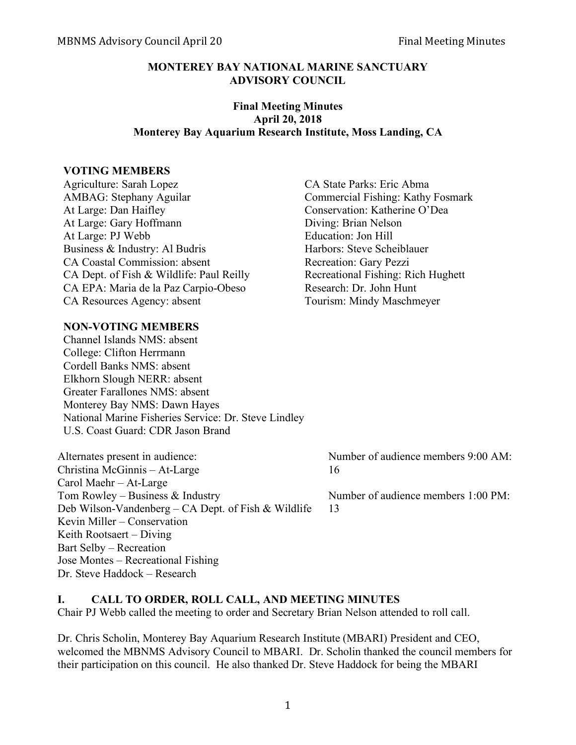# MONTEREY BAY NATIONAL MARINE SANCTUARY ADVISORY COUNCIL

**Final Meeting Minutes**
**April 20, 2018**
**Monterey Bay Aquarium Research Institute, Moss Landing, CA**

## VOTING MEMBERS

Agriculture: Sarah Lopez
AMBAG: Stephany Aguilar
At Large: Dan Haifley
At Large: Gary Hoffmann
At Large: PJ Webb
Business & Industry: Al Budris
CA Coastal Commission: absent
CA Dept. of Fish & Wildlife: Paul Reilly
CA EPA: Maria de la Paz Carpio-Obeso
CA Resources Agency: absent
CA State Parks: Eric Abma
Commercial Fishing: Kathy Fosmark
Conservation: Katherine O'Dea
Diving: Brian Nelson
Education: Jon Hill
Harbors: Steve Scheiblauer
Recreation: Gary Pezzi
Recreational Fishing: Rich Hughett
Research: Dr. John Hunt
Tourism: Mindy Maschmeyer

## NON-VOTING MEMBERS

Channel Islands NMS: absent
College: Clifton Herrmann
Cordell Banks NMS: absent
Elkhorn Slough NERR: absent
Greater Farallones NMS: absent
Monterey Bay NMS: Dawn Hayes
National Marine Fisheries Service: Dr. Steve Lindley
U.S. Coast Guard: CDR Jason Brand

Alternates present in audience:
Christina McGinnis – At-Large
Carol Maehr – At-Large
Tom Rowley – Business & Industry
Deb Wilson-Vandenberg – CA Dept. of Fish & Wildlife
Kevin Miller – Conservation
Keith Rootsaert – Diving
Bart Selby – Recreation
Jose Montes – Recreational Fishing
Dr. Steve Haddock – Research

Number of audience members 9:00 AM: 16

Number of audience members 1:00 PM: 13

## I. CALL TO ORDER, ROLL CALL, AND MEETING MINUTES

Chair PJ Webb called the meeting to order and Secretary Brian Nelson attended to roll call.

Dr. Chris Scholin, Monterey Bay Aquarium Research Institute (MBARI) President and CEO, welcomed the MBNMS Advisory Council to MBARI. Dr. Scholin thanked the council members for their participation on this council. He also thanked Dr. Steve Haddock for being the MBARI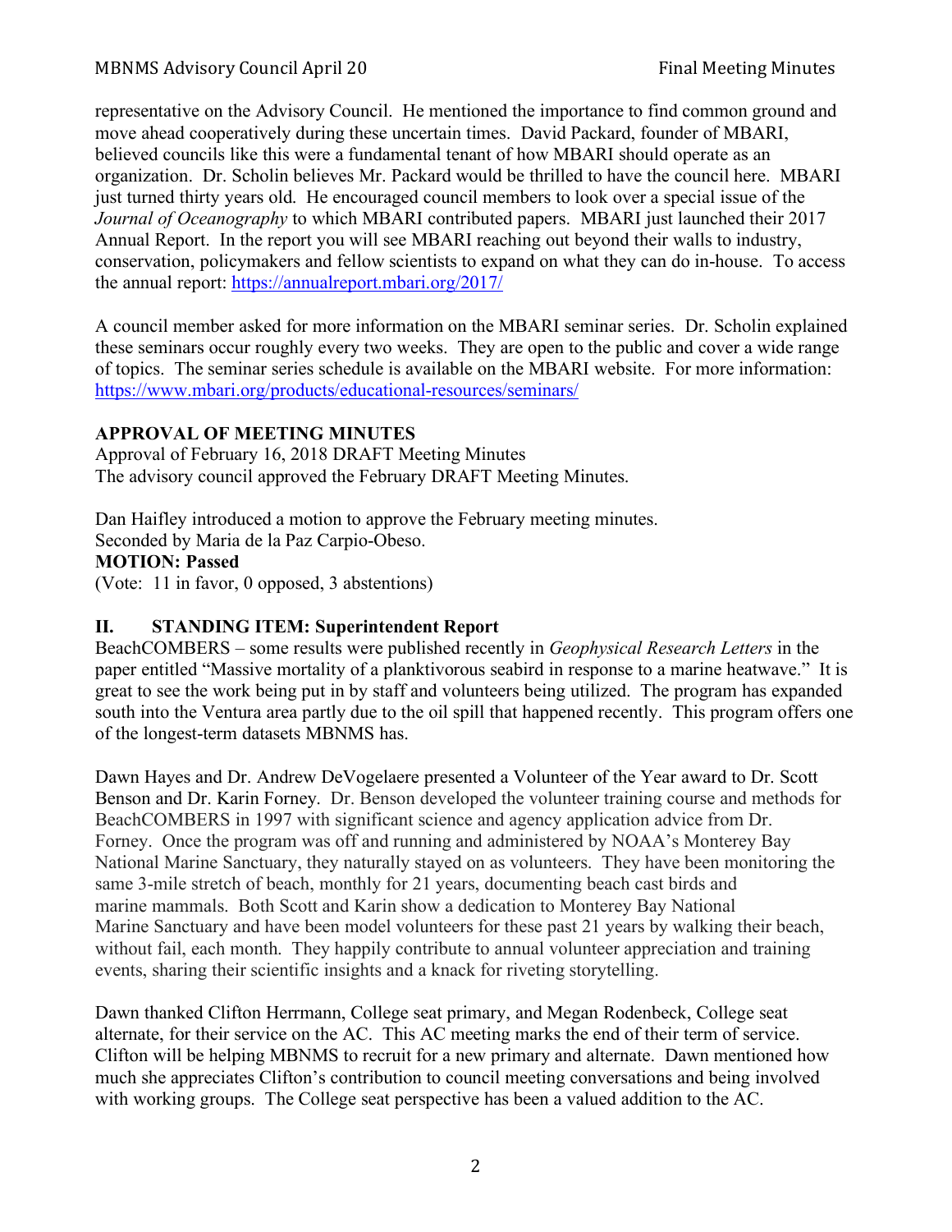representative on the Advisory Council. He mentioned the importance to find common ground and move ahead cooperatively during these uncertain times. David Packard, founder of MBARI, believed councils like this were a fundamental tenant of how MBARI should operate as an organization. Dr. Scholin believes Mr. Packard would be thrilled to have the council here. MBARI just turned thirty years old. He encouraged council members to look over a special issue of the *Journal of Oceanography* to which MBARI contributed papers. MBARI just launched their 2017 Annual Report. In the report you will see MBARI reaching out beyond their walls to industry, conservation, policymakers and fellow scientists to expand on what they can do in-house. To access the annual report: https://annualreport.mbari.org/2017/

A council member asked for more information on the MBARI seminar series. Dr. Scholin explained these seminars occur roughly every two weeks. They are open to the public and cover a wide range of topics. The seminar series schedule is available on the MBARI website. For more information: https://www.mbari.org/products/educational-resources/seminars/

**APPROVAL OF MEETING MINUTES**
Approval of February 16, 2018 DRAFT Meeting Minutes
The advisory council approved the February DRAFT Meeting Minutes.

Dan Haifley introduced a motion to approve the February meeting minutes.
Seconded by Maria de la Paz Carpio-Obeso.
**MOTION: Passed**
(Vote: 11 in favor, 0 opposed, 3 abstentions)

## II. STANDING ITEM: Superintendent Report

BeachCOMBERS – some results were published recently in *Geophysical Research Letters* in the paper entitled "Massive mortality of a planktivorous seabird in response to a marine heatwave." It is great to see the work being put in by staff and volunteers being utilized. The program has expanded south into the Ventura area partly due to the oil spill that happened recently. This program offers one of the longest-term datasets MBNMS has.

Dawn Hayes and Dr. Andrew DeVogelaere presented a Volunteer of the Year award to Dr. Scott Benson and Dr. Karin Forney. Dr. Benson developed the volunteer training course and methods for BeachCOMBERS in 1997 with significant science and agency application advice from Dr. Forney. Once the program was off and running and administered by NOAA's Monterey Bay National Marine Sanctuary, they naturally stayed on as volunteers. They have been monitoring the same 3-mile stretch of beach, monthly for 21 years, documenting beach cast birds and marine mammals. Both Scott and Karin show a dedication to Monterey Bay National Marine Sanctuary and have been model volunteers for these past 21 years by walking their beach, without fail, each month. They happily contribute to annual volunteer appreciation and training events, sharing their scientific insights and a knack for riveting storytelling.

Dawn thanked Clifton Herrmann, College seat primary, and Megan Rodenbeck, College seat alternate, for their service on the AC. This AC meeting marks the end of their term of service. Clifton will be helping MBNMS to recruit for a new primary and alternate. Dawn mentioned how much she appreciates Clifton's contribution to council meeting conversations and being involved with working groups. The College seat perspective has been a valued addition to the AC.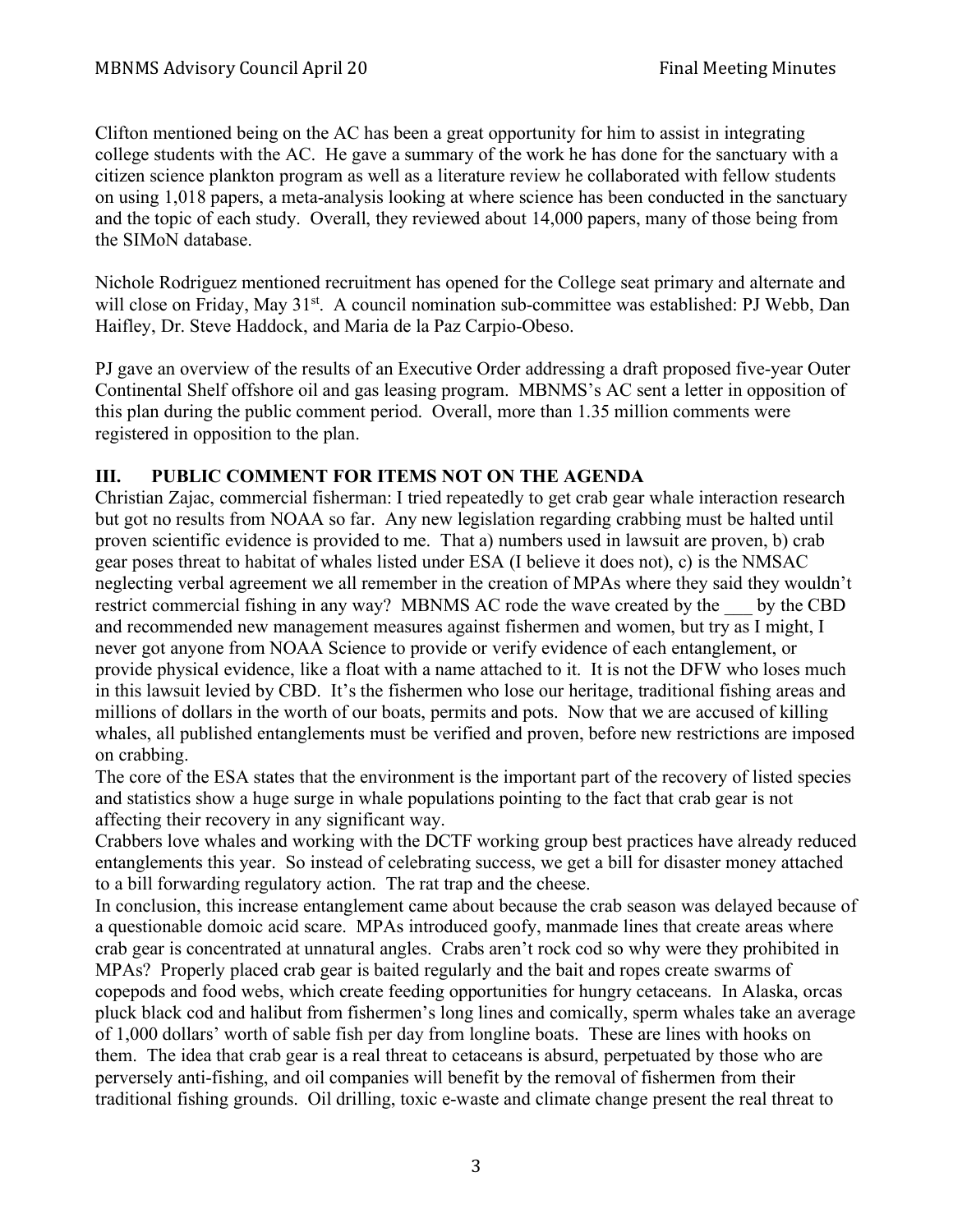Clifton mentioned being on the AC has been a great opportunity for him to assist in integrating college students with the AC. He gave a summary of the work he has done for the sanctuary with a citizen science plankton program as well as a literature review he collaborated with fellow students on using 1,018 papers, a meta-analysis looking at where science has been conducted in the sanctuary and the topic of each study. Overall, they reviewed about 14,000 papers, many of those being from the SIMoN database.

Nichole Rodriguez mentioned recruitment has opened for the College seat primary and alternate and will close on Friday, May 31st. A council nomination sub-committee was established: PJ Webb, Dan Haifley, Dr. Steve Haddock, and Maria de la Paz Carpio-Obeso.

PJ gave an overview of the results of an Executive Order addressing a draft proposed five-year Outer Continental Shelf offshore oil and gas leasing program. MBNMS's AC sent a letter in opposition of this plan during the public comment period. Overall, more than 1.35 million comments were registered in opposition to the plan.

## III. PUBLIC COMMENT FOR ITEMS NOT ON THE AGENDA

Christian Zajac, commercial fisherman: I tried repeatedly to get crab gear whale interaction research but got no results from NOAA so far. Any new legislation regarding crabbing must be halted until proven scientific evidence is provided to me. That a) numbers used in lawsuit are proven, b) crab gear poses threat to habitat of whales listed under ESA (I believe it does not), c) is the NMSAC neglecting verbal agreement we all remember in the creation of MPAs where they said they wouldn't restrict commercial fishing in any way? MBNMS AC rode the wave created by the ___ by the CBD and recommended new management measures against fishermen and women, but try as I might, I never got anyone from NOAA Science to provide or verify evidence of each entanglement, or provide physical evidence, like a float with a name attached to it. It is not the DFW who loses much in this lawsuit levied by CBD. It's the fishermen who lose our heritage, traditional fishing areas and millions of dollars in the worth of our boats, permits and pots. Now that we are accused of killing whales, all published entanglements must be verified and proven, before new restrictions are imposed on crabbing.

The core of the ESA states that the environment is the important part of the recovery of listed species and statistics show a huge surge in whale populations pointing to the fact that crab gear is not affecting their recovery in any significant way.

Crabbers love whales and working with the DCTF working group best practices have already reduced entanglements this year. So instead of celebrating success, we get a bill for disaster money attached to a bill forwarding regulatory action. The rat trap and the cheese.

In conclusion, this increase entanglement came about because the crab season was delayed because of a questionable domoic acid scare. MPAs introduced goofy, manmade lines that create areas where crab gear is concentrated at unnatural angles. Crabs aren't rock cod so why were they prohibited in MPAs? Properly placed crab gear is baited regularly and the bait and ropes create swarms of copepods and food webs, which create feeding opportunities for hungry cetaceans. In Alaska, orcas pluck black cod and halibut from fishermen's long lines and comically, sperm whales take an average of 1,000 dollars' worth of sable fish per day from longline boats. These are lines with hooks on them. The idea that crab gear is a real threat to cetaceans is absurd, perpetuated by those who are perversely anti-fishing, and oil companies will benefit by the removal of fishermen from their traditional fishing grounds. Oil drilling, toxic e-waste and climate change present the real threat to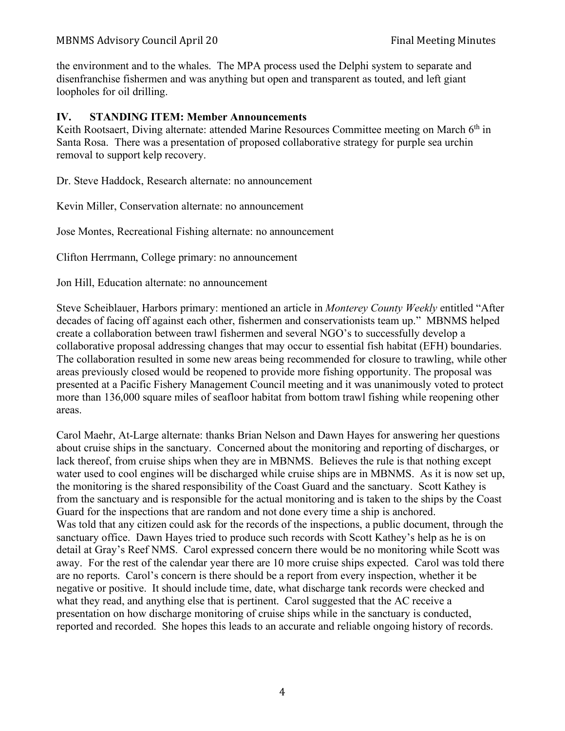the environment and to the whales. The MPA process used the Delphi system to separate and disenfranchise fishermen and was anything but open and transparent as touted, and left giant loopholes for oil drilling.

## IV. STANDING ITEM: Member Announcements

Keith Rootsaert, Diving alternate: attended Marine Resources Committee meeting on March 6th in Santa Rosa. There was a presentation of proposed collaborative strategy for purple sea urchin removal to support kelp recovery.

Dr. Steve Haddock, Research alternate: no announcement

Kevin Miller, Conservation alternate: no announcement

Jose Montes, Recreational Fishing alternate: no announcement

Clifton Herrmann, College primary: no announcement

Jon Hill, Education alternate: no announcement

Steve Scheiblauer, Harbors primary: mentioned an article in *Monterey County Weekly* entitled "After decades of facing off against each other, fishermen and conservationists team up." MBNMS helped create a collaboration between trawl fishermen and several NGO's to successfully develop a collaborative proposal addressing changes that may occur to essential fish habitat (EFH) boundaries. The collaboration resulted in some new areas being recommended for closure to trawling, while other areas previously closed would be reopened to provide more fishing opportunity. The proposal was presented at a Pacific Fishery Management Council meeting and it was unanimously voted to protect more than 136,000 square miles of seafloor habitat from bottom trawl fishing while reopening other areas.

Carol Maehr, At-Large alternate: thanks Brian Nelson and Dawn Hayes for answering her questions about cruise ships in the sanctuary. Concerned about the monitoring and reporting of discharges, or lack thereof, from cruise ships when they are in MBNMS. Believes the rule is that nothing except water used to cool engines will be discharged while cruise ships are in MBNMS. As it is now set up, the monitoring is the shared responsibility of the Coast Guard and the sanctuary. Scott Kathey is from the sanctuary and is responsible for the actual monitoring and is taken to the ships by the Coast Guard for the inspections that are random and not done every time a ship is anchored.
Was told that any citizen could ask for the records of the inspections, a public document, through the sanctuary office. Dawn Hayes tried to produce such records with Scott Kathey's help as he is on detail at Gray's Reef NMS. Carol expressed concern there would be no monitoring while Scott was away. For the rest of the calendar year there are 10 more cruise ships expected. Carol was told there are no reports. Carol's concern is there should be a report from every inspection, whether it be negative or positive. It should include time, date, what discharge tank records were checked and what they read, and anything else that is pertinent. Carol suggested that the AC receive a presentation on how discharge monitoring of cruise ships while in the sanctuary is conducted, reported and recorded. She hopes this leads to an accurate and reliable ongoing history of records.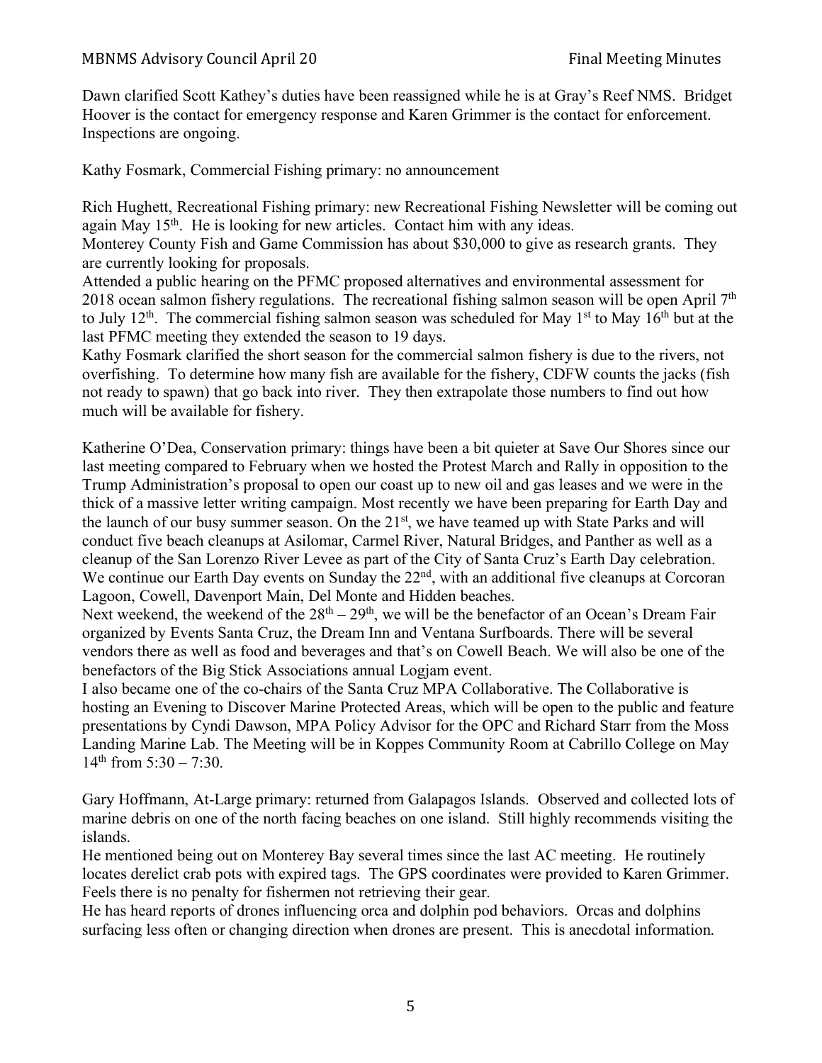Dawn clarified Scott Kathey's duties have been reassigned while he is at Gray's Reef NMS. Bridget Hoover is the contact for emergency response and Karen Grimmer is the contact for enforcement. Inspections are ongoing.

Kathy Fosmark, Commercial Fishing primary: no announcement

Rich Hughett, Recreational Fishing primary: new Recreational Fishing Newsletter will be coming out again May 15th. He is looking for new articles. Contact him with any ideas.
Monterey County Fish and Game Commission has about $30,000 to give as research grants. They are currently looking for proposals.
Attended a public hearing on the PFMC proposed alternatives and environmental assessment for 2018 ocean salmon fishery regulations. The recreational fishing salmon season will be open April 7th to July 12th. The commercial fishing salmon season was scheduled for May 1st to May 16th but at the last PFMC meeting they extended the season to 19 days.
Kathy Fosmark clarified the short season for the commercial salmon fishery is due to the rivers, not overfishing. To determine how many fish are available for the fishery, CDFW counts the jacks (fish not ready to spawn) that go back into river. They then extrapolate those numbers to find out how much will be available for fishery.

Katherine O'Dea, Conservation primary: things have been a bit quieter at Save Our Shores since our last meeting compared to February when we hosted the Protest March and Rally in opposition to the Trump Administration's proposal to open our coast up to new oil and gas leases and we were in the thick of a massive letter writing campaign. Most recently we have been preparing for Earth Day and the launch of our busy summer season. On the 21st, we have teamed up with State Parks and will conduct five beach cleanups at Asilomar, Carmel River, Natural Bridges, and Panther as well as a cleanup of the San Lorenzo River Levee as part of the City of Santa Cruz's Earth Day celebration. We continue our Earth Day events on Sunday the 22nd, with an additional five cleanups at Corcoran Lagoon, Cowell, Davenport Main, Del Monte and Hidden beaches.
Next weekend, the weekend of the 28th – 29th, we will be the benefactor of an Ocean's Dream Fair organized by Events Santa Cruz, the Dream Inn and Ventana Surfboards. There will be several vendors there as well as food and beverages and that's on Cowell Beach. We will also be one of the benefactors of the Big Stick Associations annual Logjam event.
I also became one of the co-chairs of the Santa Cruz MPA Collaborative. The Collaborative is hosting an Evening to Discover Marine Protected Areas, which will be open to the public and feature presentations by Cyndi Dawson, MPA Policy Advisor for the OPC and Richard Starr from the Moss Landing Marine Lab. The Meeting will be in Koppes Community Room at Cabrillo College on May 14th from 5:30 – 7:30.

Gary Hoffmann, At-Large primary: returned from Galapagos Islands. Observed and collected lots of marine debris on one of the north facing beaches on one island. Still highly recommends visiting the islands.
He mentioned being out on Monterey Bay several times since the last AC meeting. He routinely locates derelict crab pots with expired tags. The GPS coordinates were provided to Karen Grimmer. Feels there is no penalty for fishermen not retrieving their gear.
He has heard reports of drones influencing orca and dolphin pod behaviors. Orcas and dolphins surfacing less often or changing direction when drones are present. This is anecdotal information.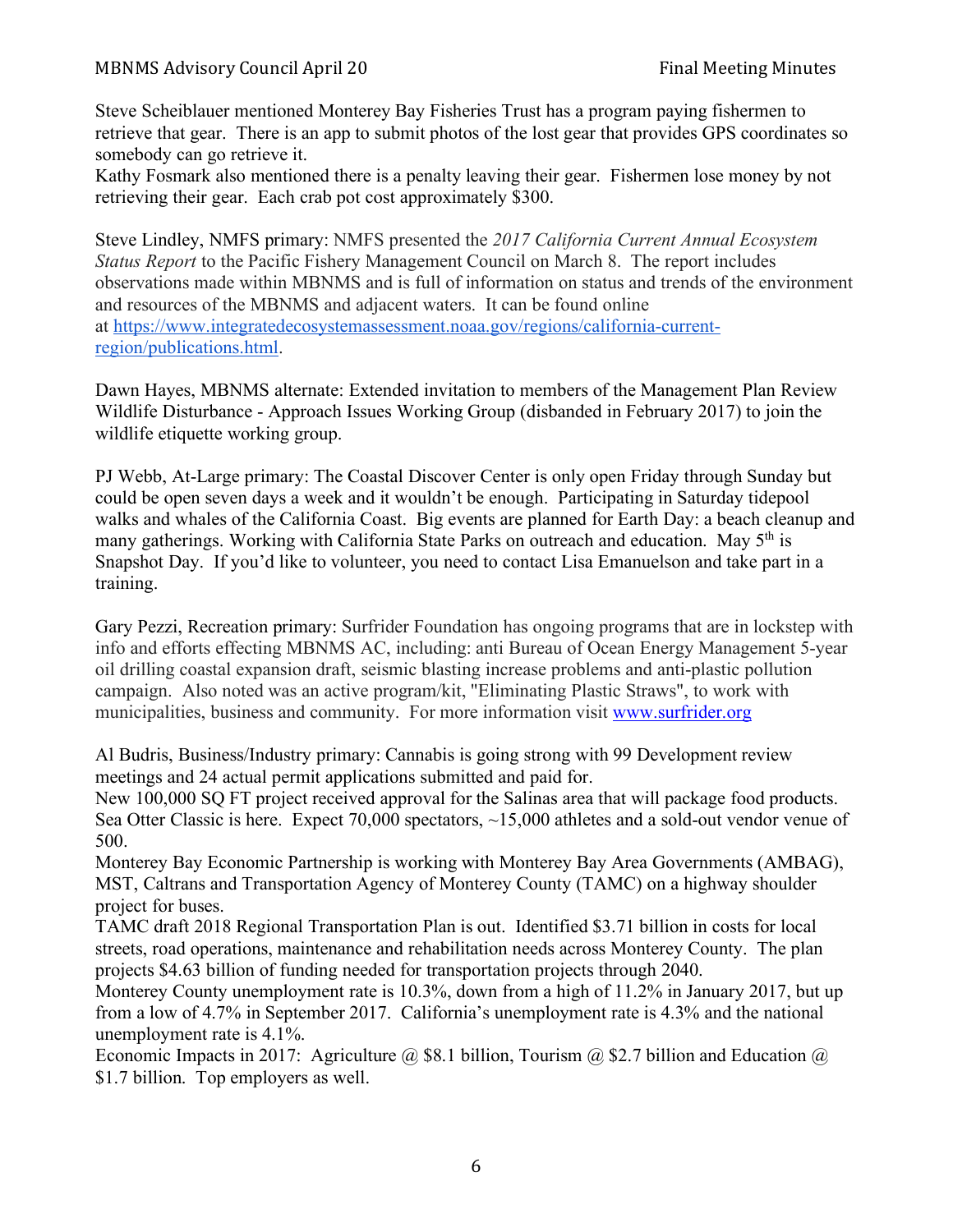Steve Scheiblauer mentioned Monterey Bay Fisheries Trust has a program paying fishermen to retrieve that gear. There is an app to submit photos of the lost gear that provides GPS coordinates so somebody can go retrieve it.
Kathy Fosmark also mentioned there is a penalty leaving their gear. Fishermen lose money by not retrieving their gear. Each crab pot cost approximately $300.

Steve Lindley, NMFS primary: NMFS presented the *2017 California Current Annual Ecosystem Status Report* to the Pacific Fishery Management Council on March 8. The report includes observations made within MBNMS and is full of information on status and trends of the environment and resources of the MBNMS and adjacent waters. It can be found online at [https://www.integratedecosystemassessment.noaa.gov/regions/california-current-region/publications.html](https://www.integratedecosystemassessment.noaa.gov/regions/california-current-region/publications.html).

Dawn Hayes, MBNMS alternate: Extended invitation to members of the Management Plan Review Wildlife Disturbance - Approach Issues Working Group (disbanded in February 2017) to join the wildlife etiquette working group.

PJ Webb, At-Large primary: The Coastal Discover Center is only open Friday through Sunday but could be open seven days a week and it wouldn't be enough. Participating in Saturday tidepool walks and whales of the California Coast. Big events are planned for Earth Day: a beach cleanup and many gatherings. Working with California State Parks on outreach and education. May 5th is Snapshot Day. If you'd like to volunteer, you need to contact Lisa Emanuelson and take part in a training.

Gary Pezzi, Recreation primary: Surfrider Foundation has ongoing programs that are in lockstep with info and efforts effecting MBNMS AC, including: anti Bureau of Ocean Energy Management 5-year oil drilling coastal expansion draft, seismic blasting increase problems and anti-plastic pollution campaign. Also noted was an active program/kit, "Eliminating Plastic Straws", to work with municipalities, business and community. For more information visit [www.surfrider.org](www.surfrider.org)

Al Budris, Business/Industry primary: Cannabis is going strong with 99 Development review meetings and 24 actual permit applications submitted and paid for.
New 100,000 SQ FT project received approval for the Salinas area that will package food products.
Sea Otter Classic is here. Expect 70,000 spectators, ~15,000 athletes and a sold-out vendor venue of 500.
Monterey Bay Economic Partnership is working with Monterey Bay Area Governments (AMBAG), MST, Caltrans and Transportation Agency of Monterey County (TAMC) on a highway shoulder project for buses.
TAMC draft 2018 Regional Transportation Plan is out. Identified $3.71 billion in costs for local streets, road operations, maintenance and rehabilitation needs across Monterey County. The plan projects $4.63 billion of funding needed for transportation projects through 2040.
Monterey County unemployment rate is 10.3%, down from a high of 11.2% in January 2017, but up from a low of 4.7% in September 2017. California's unemployment rate is 4.3% and the national unemployment rate is 4.1%.
Economic Impacts in 2017: Agriculture @ $8.1 billion, Tourism @ $2.7 billion and Education @ $1.7 billion. Top employers as well.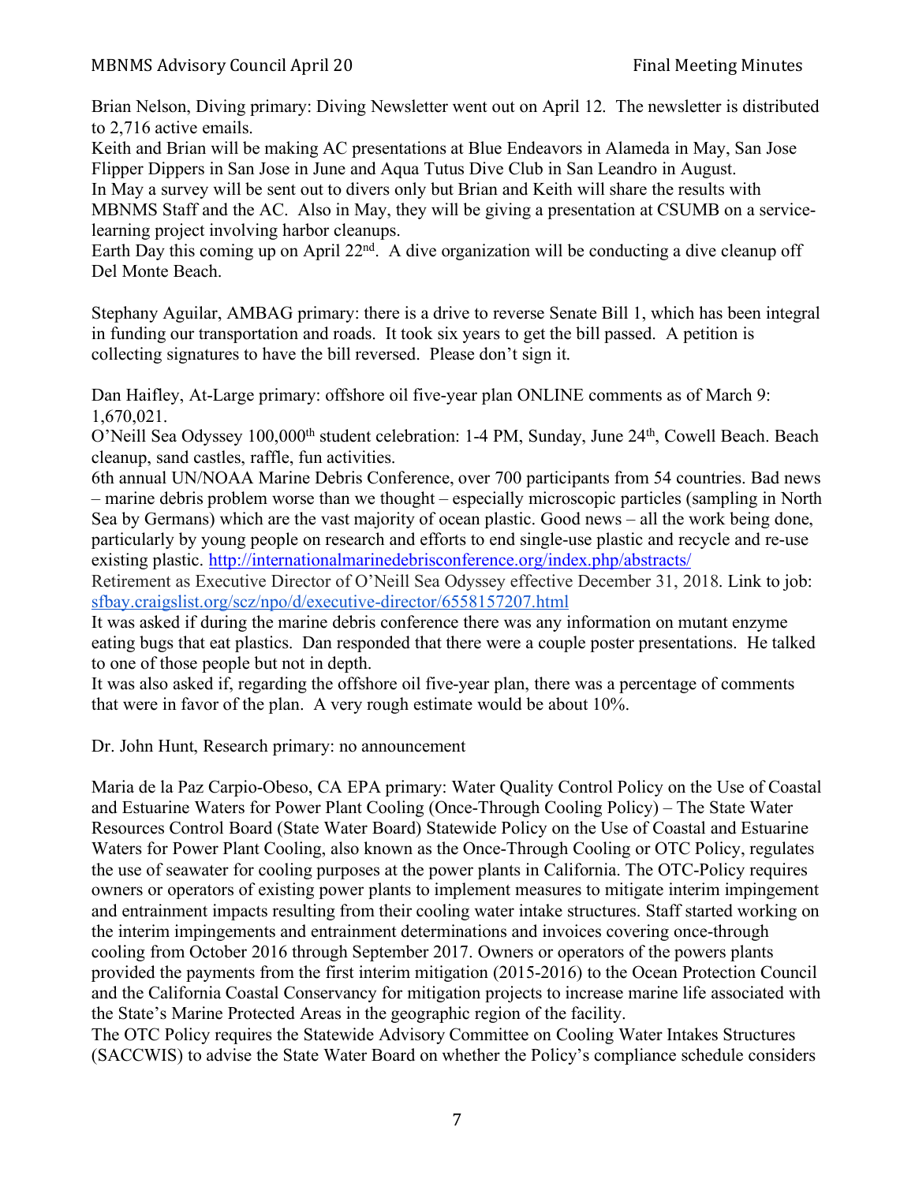Brian Nelson, Diving primary: Diving Newsletter went out on April 12. The newsletter is distributed to 2,716 active emails.
Keith and Brian will be making AC presentations at Blue Endeavors in Alameda in May, San Jose Flipper Dippers in San Jose in June and Aqua Tutus Dive Club in San Leandro in August.
In May a survey will be sent out to divers only but Brian and Keith will share the results with MBNMS Staff and the AC. Also in May, they will be giving a presentation at CSUMB on a service-learning project involving harbor cleanups.
Earth Day this coming up on April 22nd. A dive organization will be conducting a dive cleanup off Del Monte Beach.

Stephany Aguilar, AMBAG primary: there is a drive to reverse Senate Bill 1, which has been integral in funding our transportation and roads. It took six years to get the bill passed. A petition is collecting signatures to have the bill reversed. Please don't sign it.

Dan Haifley, At-Large primary: offshore oil five-year plan ONLINE comments as of March 9: 1,670,021.
O'Neill Sea Odyssey 100,000th student celebration: 1-4 PM, Sunday, June 24th, Cowell Beach. Beach cleanup, sand castles, raffle, fun activities.
6th annual UN/NOAA Marine Debris Conference, over 700 participants from 54 countries. Bad news – marine debris problem worse than we thought – especially microscopic particles (sampling in North Sea by Germans) which are the vast majority of ocean plastic. Good news – all the work being done, particularly by young people on research and efforts to end single-use plastic and recycle and re-use existing plastic. [http://internationalmarinedebrisconference.org/index.php/abstracts/](http://internationalmarinedebrisconference.org/index.php/abstracts/)
Retirement as Executive Director of O'Neill Sea Odyssey effective December 31, 2018. Link to job: [sfbay.craigslist.org/scz/npo/d/executive-director/6558157207.html](sfbay.craigslist.org/scz/npo/d/executive-director/6558157207.html)
It was asked if during the marine debris conference there was any information on mutant enzyme eating bugs that eat plastics. Dan responded that there were a couple poster presentations. He talked to one of those people but not in depth.
It was also asked if, regarding the offshore oil five-year plan, there was a percentage of comments that were in favor of the plan. A very rough estimate would be about 10%.

Dr. John Hunt, Research primary: no announcement

Maria de la Paz Carpio-Obeso, CA EPA primary: Water Quality Control Policy on the Use of Coastal and Estuarine Waters for Power Plant Cooling (Once-Through Cooling Policy) – The State Water Resources Control Board (State Water Board) Statewide Policy on the Use of Coastal and Estuarine Waters for Power Plant Cooling, also known as the Once-Through Cooling or OTC Policy, regulates the use of seawater for cooling purposes at the power plants in California. The OTC-Policy requires owners or operators of existing power plants to implement measures to mitigate interim impingement and entrainment impacts resulting from their cooling water intake structures. Staff started working on the interim impingements and entrainment determinations and invoices covering once-through cooling from October 2016 through September 2017. Owners or operators of the powers plants provided the payments from the first interim mitigation (2015-2016) to the Ocean Protection Council and the California Coastal Conservancy for mitigation projects to increase marine life associated with the State's Marine Protected Areas in the geographic region of the facility.
The OTC Policy requires the Statewide Advisory Committee on Cooling Water Intakes Structures (SACCWIS) to advise the State Water Board on whether the Policy's compliance schedule considers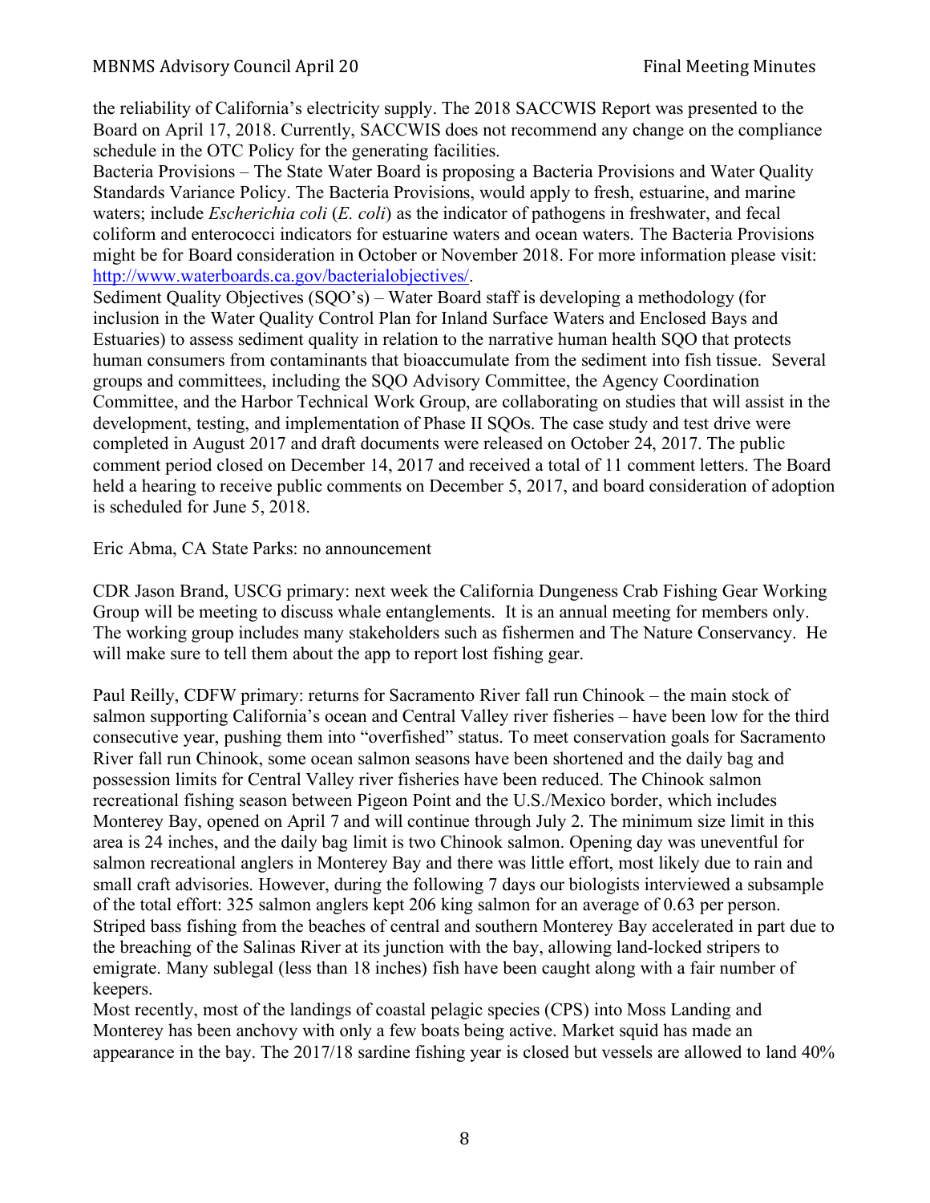the reliability of California's electricity supply. The 2018 SACCWIS Report was presented to the Board on April 17, 2018. Currently, SACCWIS does not recommend any change on the compliance schedule in the OTC Policy for the generating facilities.

Bacteria Provisions – The State Water Board is proposing a Bacteria Provisions and Water Quality Standards Variance Policy. The Bacteria Provisions, would apply to fresh, estuarine, and marine waters; include *Escherichia coli* (*E. coli*) as the indicator of pathogens in freshwater, and fecal coliform and enterococci indicators for estuarine waters and ocean waters. The Bacteria Provisions might be for Board consideration in October or November 2018. For more information please visit: [http://www.waterboards.ca.gov/bacterialobjectives/](http://www.waterboards.ca.gov/bacterialobjectives/).

Sediment Quality Objectives (SQO's) – Water Board staff is developing a methodology (for inclusion in the Water Quality Control Plan for Inland Surface Waters and Enclosed Bays and Estuaries) to assess sediment quality in relation to the narrative human health SQO that protects human consumers from contaminants that bioaccumulate from the sediment into fish tissue. Several groups and committees, including the SQO Advisory Committee, the Agency Coordination Committee, and the Harbor Technical Work Group, are collaborating on studies that will assist in the development, testing, and implementation of Phase II SQOs. The case study and test drive were completed in August 2017 and draft documents were released on October 24, 2017. The public comment period closed on December 14, 2017 and received a total of 11 comment letters. The Board held a hearing to receive public comments on December 5, 2017, and board consideration of adoption is scheduled for June 5, 2018.

Eric Abma, CA State Parks: no announcement

CDR Jason Brand, USCG primary: next week the California Dungeness Crab Fishing Gear Working Group will be meeting to discuss whale entanglements. It is an annual meeting for members only. The working group includes many stakeholders such as fishermen and The Nature Conservancy. He will make sure to tell them about the app to report lost fishing gear.

Paul Reilly, CDFW primary: returns for Sacramento River fall run Chinook – the main stock of salmon supporting California's ocean and Central Valley river fisheries – have been low for the third consecutive year, pushing them into "overfished" status. To meet conservation goals for Sacramento River fall run Chinook, some ocean salmon seasons have been shortened and the daily bag and possession limits for Central Valley river fisheries have been reduced. The Chinook salmon recreational fishing season between Pigeon Point and the U.S./Mexico border, which includes Monterey Bay, opened on April 7 and will continue through July 2. The minimum size limit in this area is 24 inches, and the daily bag limit is two Chinook salmon. Opening day was uneventful for salmon recreational anglers in Monterey Bay and there was little effort, most likely due to rain and small craft advisories. However, during the following 7 days our biologists interviewed a subsample of the total effort: 325 salmon anglers kept 206 king salmon for an average of 0.63 per person. Striped bass fishing from the beaches of central and southern Monterey Bay accelerated in part due to the breaching of the Salinas River at its junction with the bay, allowing land-locked stripers to emigrate. Many sublegal (less than 18 inches) fish have been caught along with a fair number of keepers.

Most recently, most of the landings of coastal pelagic species (CPS) into Moss Landing and Monterey has been anchovy with only a few boats being active. Market squid has made an appearance in the bay. The 2017/18 sardine fishing year is closed but vessels are allowed to land 40%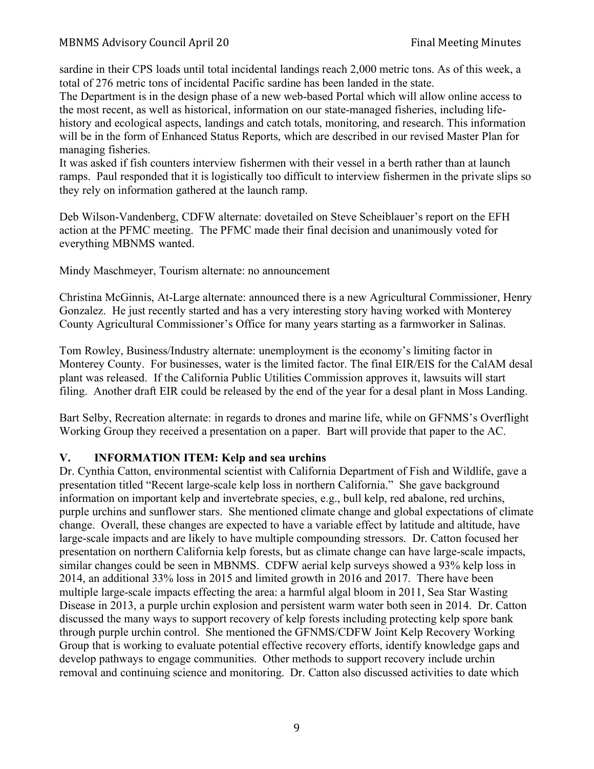sardine in their CPS loads until total incidental landings reach 2,000 metric tons. As of this week, a total of 276 metric tons of incidental Pacific sardine has been landed in the state.

The Department is in the design phase of a new web-based Portal which will allow online access to the most recent, as well as historical, information on our state-managed fisheries, including life-history and ecological aspects, landings and catch totals, monitoring, and research. This information will be in the form of Enhanced Status Reports, which are described in our revised Master Plan for managing fisheries.

It was asked if fish counters interview fishermen with their vessel in a berth rather than at launch ramps. Paul responded that it is logistically too difficult to interview fishermen in the private slips so they rely on information gathered at the launch ramp.

Deb Wilson-Vandenberg, CDFW alternate: dovetailed on Steve Scheiblauer's report on the EFH action at the PFMC meeting. The PFMC made their final decision and unanimously voted for everything MBNMS wanted.

Mindy Maschmeyer, Tourism alternate: no announcement

Christina McGinnis, At-Large alternate: announced there is a new Agricultural Commissioner, Henry Gonzalez. He just recently started and has a very interesting story having worked with Monterey County Agricultural Commissioner's Office for many years starting as a farmworker in Salinas.

Tom Rowley, Business/Industry alternate: unemployment is the economy's limiting factor in Monterey County. For businesses, water is the limited factor. The final EIR/EIS for the CalAM desal plant was released. If the California Public Utilities Commission approves it, lawsuits will start filing. Another draft EIR could be released by the end of the year for a desal plant in Moss Landing.

Bart Selby, Recreation alternate: in regards to drones and marine life, while on GFNMS's Overflight Working Group they received a presentation on a paper. Bart will provide that paper to the AC.

## V. INFORMATION ITEM: Kelp and sea urchins

Dr. Cynthia Catton, environmental scientist with California Department of Fish and Wildlife, gave a presentation titled "Recent large-scale kelp loss in northern California." She gave background information on important kelp and invertebrate species, e.g., bull kelp, red abalone, red urchins, purple urchins and sunflower stars. She mentioned climate change and global expectations of climate change. Overall, these changes are expected to have a variable effect by latitude and altitude, have large-scale impacts and are likely to have multiple compounding stressors. Dr. Catton focused her presentation on northern California kelp forests, but as climate change can have large-scale impacts, similar changes could be seen in MBNMS. CDFW aerial kelp surveys showed a 93% kelp loss in 2014, an additional 33% loss in 2015 and limited growth in 2016 and 2017. There have been multiple large-scale impacts effecting the area: a harmful algal bloom in 2011, Sea Star Wasting Disease in 2013, a purple urchin explosion and persistent warm water both seen in 2014. Dr. Catton discussed the many ways to support recovery of kelp forests including protecting kelp spore bank through purple urchin control. She mentioned the GFNMS/CDFW Joint Kelp Recovery Working Group that is working to evaluate potential effective recovery efforts, identify knowledge gaps and develop pathways to engage communities. Other methods to support recovery include urchin removal and continuing science and monitoring. Dr. Catton also discussed activities to date which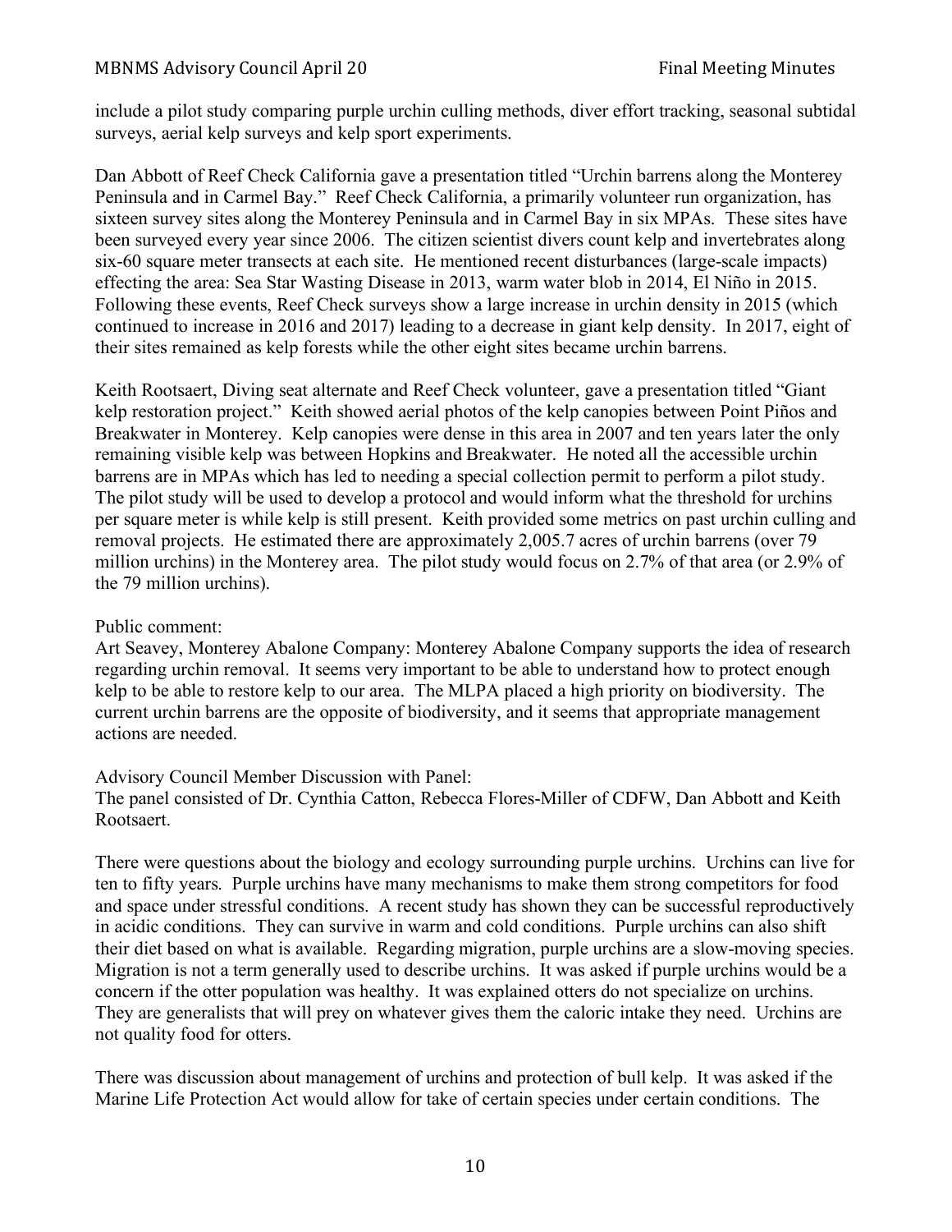include a pilot study comparing purple urchin culling methods, diver effort tracking, seasonal subtidal surveys, aerial kelp surveys and kelp sport experiments.

Dan Abbott of Reef Check California gave a presentation titled "Urchin barrens along the Monterey Peninsula and in Carmel Bay." Reef Check California, a primarily volunteer run organization, has sixteen survey sites along the Monterey Peninsula and in Carmel Bay in six MPAs. These sites have been surveyed every year since 2006. The citizen scientist divers count kelp and invertebrates along six-60 square meter transects at each site. He mentioned recent disturbances (large-scale impacts) effecting the area: Sea Star Wasting Disease in 2013, warm water blob in 2014, El Niño in 2015. Following these events, Reef Check surveys show a large increase in urchin density in 2015 (which continued to increase in 2016 and 2017) leading to a decrease in giant kelp density. In 2017, eight of their sites remained as kelp forests while the other eight sites became urchin barrens.

Keith Rootsaert, Diving seat alternate and Reef Check volunteer, gave a presentation titled "Giant kelp restoration project." Keith showed aerial photos of the kelp canopies between Point Piños and Breakwater in Monterey. Kelp canopies were dense in this area in 2007 and ten years later the only remaining visible kelp was between Hopkins and Breakwater. He noted all the accessible urchin barrens are in MPAs which has led to needing a special collection permit to perform a pilot study. The pilot study will be used to develop a protocol and would inform what the threshold for urchins per square meter is while kelp is still present. Keith provided some metrics on past urchin culling and removal projects. He estimated there are approximately 2,005.7 acres of urchin barrens (over 79 million urchins) in the Monterey area. The pilot study would focus on 2.7% of that area (or 2.9% of the 79 million urchins).

Public comment:
Art Seavey, Monterey Abalone Company: Monterey Abalone Company supports the idea of research regarding urchin removal. It seems very important to be able to understand how to protect enough kelp to be able to restore kelp to our area. The MLPA placed a high priority on biodiversity. The current urchin barrens are the opposite of biodiversity, and it seems that appropriate management actions are needed.

Advisory Council Member Discussion with Panel:
The panel consisted of Dr. Cynthia Catton, Rebecca Flores-Miller of CDFW, Dan Abbott and Keith Rootsaert.

There were questions about the biology and ecology surrounding purple urchins. Urchins can live for ten to fifty years. Purple urchins have many mechanisms to make them strong competitors for food and space under stressful conditions. A recent study has shown they can be successful reproductively in acidic conditions. They can survive in warm and cold conditions. Purple urchins can also shift their diet based on what is available. Regarding migration, purple urchins are a slow-moving species. Migration is not a term generally used to describe urchins. It was asked if purple urchins would be a concern if the otter population was healthy. It was explained otters do not specialize on urchins. They are generalists that will prey on whatever gives them the caloric intake they need. Urchins are not quality food for otters.

There was discussion about management of urchins and protection of bull kelp. It was asked if the Marine Life Protection Act would allow for take of certain species under certain conditions. The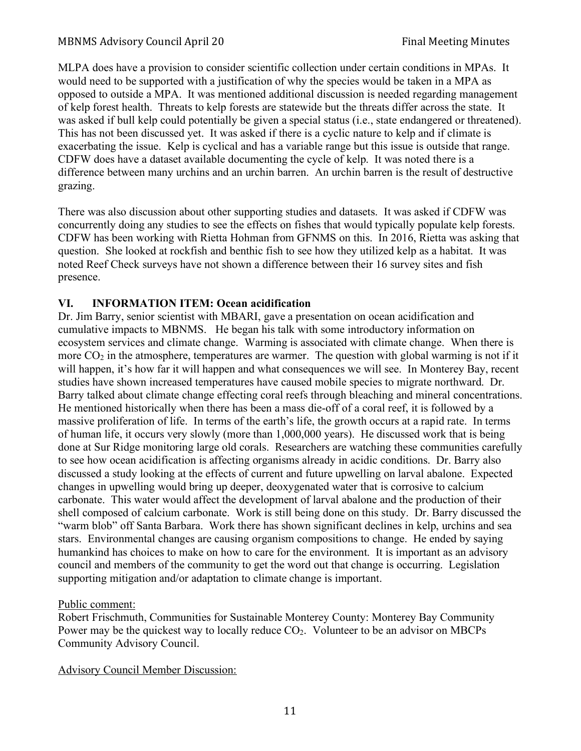MLPA does have a provision to consider scientific collection under certain conditions in MPAs. It would need to be supported with a justification of why the species would be taken in a MPA as opposed to outside a MPA. It was mentioned additional discussion is needed regarding management of kelp forest health. Threats to kelp forests are statewide but the threats differ across the state. It was asked if bull kelp could potentially be given a special status (i.e., state endangered or threatened). This has not been discussed yet. It was asked if there is a cyclic nature to kelp and if climate is exacerbating the issue. Kelp is cyclical and has a variable range but this issue is outside that range. CDFW does have a dataset available documenting the cycle of kelp. It was noted there is a difference between many urchins and an urchin barren. An urchin barren is the result of destructive grazing.

There was also discussion about other supporting studies and datasets. It was asked if CDFW was concurrently doing any studies to see the effects on fishes that would typically populate kelp forests. CDFW has been working with Rietta Hohman from GFNMS on this. In 2016, Rietta was asking that question. She looked at rockfish and benthic fish to see how they utilized kelp as a habitat. It was noted Reef Check surveys have not shown a difference between their 16 survey sites and fish presence.

## VI. INFORMATION ITEM: Ocean acidification

Dr. Jim Barry, senior scientist with MBARI, gave a presentation on ocean acidification and cumulative impacts to MBNMS. He began his talk with some introductory information on ecosystem services and climate change. Warming is associated with climate change. When there is more $CO_2$ in the atmosphere, temperatures are warmer. The question with global warming is not if it will happen, it's how far it will happen and what consequences we will see. In Monterey Bay, recent studies have shown increased temperatures have caused mobile species to migrate northward. Dr. Barry talked about climate change effecting coral reefs through bleaching and mineral concentrations. He mentioned historically when there has been a mass die-off of a coral reef, it is followed by a massive proliferation of life. In terms of the earth's life, the growth occurs at a rapid rate. In terms of human life, it occurs very slowly (more than 1,000,000 years). He discussed work that is being done at Sur Ridge monitoring large old corals. Researchers are watching these communities carefully to see how ocean acidification is affecting organisms already in acidic conditions. Dr. Barry also discussed a study looking at the effects of current and future upwelling on larval abalone. Expected changes in upwelling would bring up deeper, deoxygenated water that is corrosive to calcium carbonate. This water would affect the development of larval abalone and the production of their shell composed of calcium carbonate. Work is still being done on this study. Dr. Barry discussed the "warm blob" off Santa Barbara. Work there has shown significant declines in kelp, urchins and sea stars. Environmental changes are causing organism compositions to change. He ended by saying humankind has choices to make on how to care for the environment. It is important as an advisory council and members of the community to get the word out that change is occurring. Legislation supporting mitigation and/or adaptation to climate change is important.

Public comment:

Robert Frischmuth, Communities for Sustainable Monterey County: Monterey Bay Community Power may be the quickest way to locally reduce $CO_2$. Volunteer to be an advisor on MBCPs Community Advisory Council.

Advisory Council Member Discussion: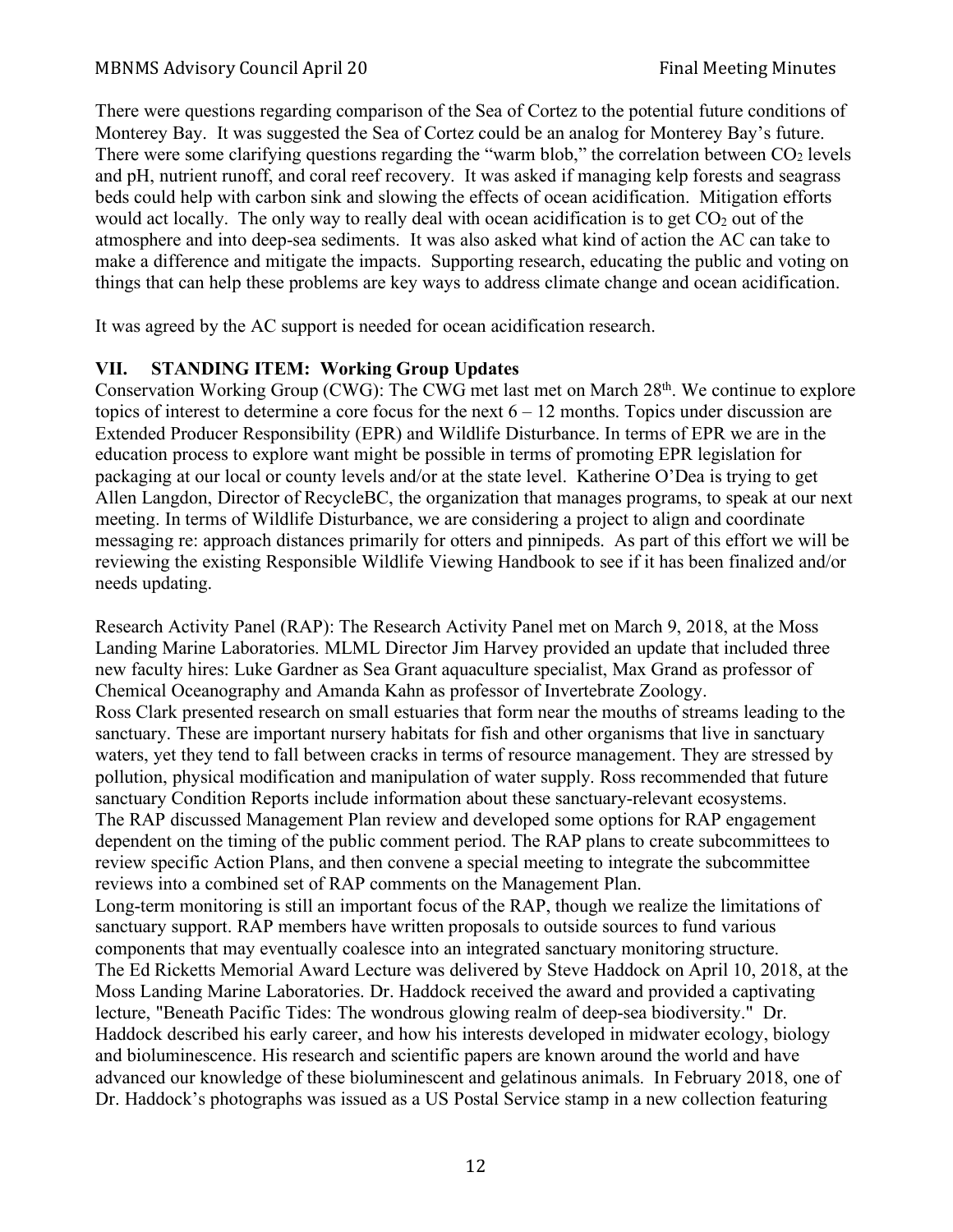There were questions regarding comparison of the Sea of Cortez to the potential future conditions of Monterey Bay. It was suggested the Sea of Cortez could be an analog for Monterey Bay's future. There were some clarifying questions regarding the "warm blob," the correlation between $CO_2$ levels and pH, nutrient runoff, and coral reef recovery. It was asked if managing kelp forests and seagrass beds could help with carbon sink and slowing the effects of ocean acidification. Mitigation efforts would act locally. The only way to really deal with ocean acidification is to get $CO_2$ out of the atmosphere and into deep-sea sediments. It was also asked what kind of action the AC can take to make a difference and mitigate the impacts. Supporting research, educating the public and voting on things that can help these problems are key ways to address climate change and ocean acidification.

It was agreed by the AC support is needed for ocean acidification research.

## VII. STANDING ITEM: Working Group Updates

Conservation Working Group (CWG): The CWG met last met on March 28th. We continue to explore topics of interest to determine a core focus for the next 6 – 12 months. Topics under discussion are Extended Producer Responsibility (EPR) and Wildlife Disturbance. In terms of EPR we are in the education process to explore want might be possible in terms of promoting EPR legislation for packaging at our local or county levels and/or at the state level. Katherine O'Dea is trying to get Allen Langdon, Director of RecycleBC, the organization that manages programs, to speak at our next meeting. In terms of Wildlife Disturbance, we are considering a project to align and coordinate messaging re: approach distances primarily for otters and pinnipeds. As part of this effort we will be reviewing the existing Responsible Wildlife Viewing Handbook to see if it has been finalized and/or needs updating.

Research Activity Panel (RAP): The Research Activity Panel met on March 9, 2018, at the Moss Landing Marine Laboratories. MLML Director Jim Harvey provided an update that included three new faculty hires: Luke Gardner as Sea Grant aquaculture specialist, Max Grand as professor of Chemical Oceanography and Amanda Kahn as professor of Invertebrate Zoology.

Ross Clark presented research on small estuaries that form near the mouths of streams leading to the sanctuary. These are important nursery habitats for fish and other organisms that live in sanctuary waters, yet they tend to fall between cracks in terms of resource management. They are stressed by pollution, physical modification and manipulation of water supply. Ross recommended that future sanctuary Condition Reports include information about these sanctuary-relevant ecosystems.

The RAP discussed Management Plan review and developed some options for RAP engagement dependent on the timing of the public comment period. The RAP plans to create subcommittees to review specific Action Plans, and then convene a special meeting to integrate the subcommittee reviews into a combined set of RAP comments on the Management Plan.

Long-term monitoring is still an important focus of the RAP, though we realize the limitations of sanctuary support. RAP members have written proposals to outside sources to fund various components that may eventually coalesce into an integrated sanctuary monitoring structure.

The Ed Ricketts Memorial Award Lecture was delivered by Steve Haddock on April 10, 2018, at the Moss Landing Marine Laboratories. Dr. Haddock received the award and provided a captivating lecture, "Beneath Pacific Tides: The wondrous glowing realm of deep-sea biodiversity." Dr. Haddock described his early career, and how his interests developed in midwater ecology, biology and bioluminescence. His research and scientific papers are known around the world and have advanced our knowledge of these bioluminescent and gelatinous animals. In February 2018, one of Dr. Haddock's photographs was issued as a US Postal Service stamp in a new collection featuring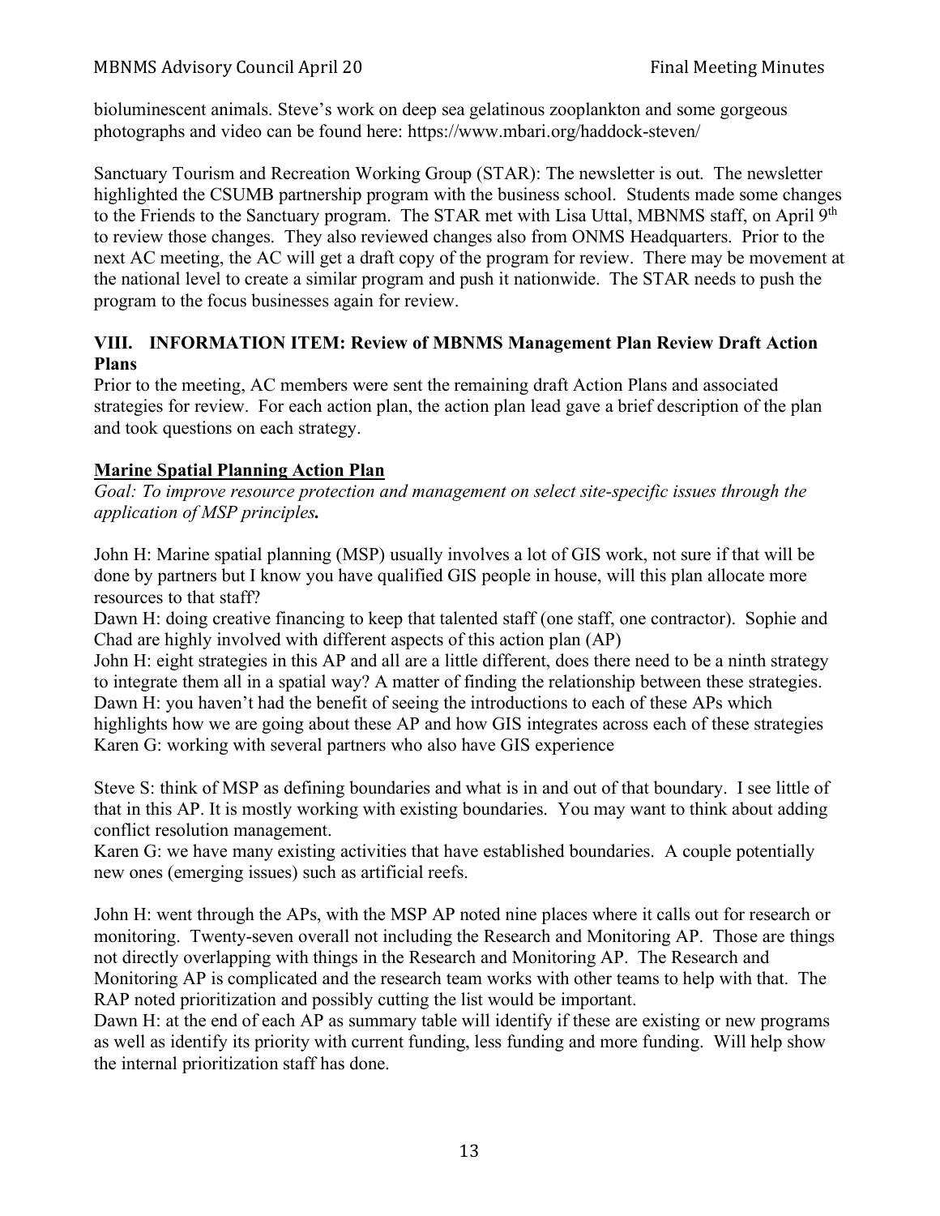bioluminescent animals. Steve's work on deep sea gelatinous zooplankton and some gorgeous photographs and video can be found here: https://www.mbari.org/haddock-steven/

Sanctuary Tourism and Recreation Working Group (STAR): The newsletter is out. The newsletter highlighted the CSUMB partnership program with the business school. Students made some changes to the Friends to the Sanctuary program. The STAR met with Lisa Uttal, MBNMS staff, on April 9th to review those changes. They also reviewed changes also from ONMS Headquarters. Prior to the next AC meeting, the AC will get a draft copy of the program for review. There may be movement at the national level to create a similar program and push it nationwide. The STAR needs to push the program to the focus businesses again for review.

## VIII. INFORMATION ITEM: Review of MBNMS Management Plan Review Draft Action Plans

Prior to the meeting, AC members were sent the remaining draft Action Plans and associated strategies for review. For each action plan, the action plan lead gave a brief description of the plan and took questions on each strategy.

### Marine Spatial Planning Action Plan

*Goal: To improve resource protection and management on select site-specific issues through the application of MSP principles.*

John H: Marine spatial planning (MSP) usually involves a lot of GIS work, not sure if that will be done by partners but I know you have qualified GIS people in house, will this plan allocate more resources to that staff?
Dawn H: doing creative financing to keep that talented staff (one staff, one contractor). Sophie and Chad are highly involved with different aspects of this action plan (AP)
John H: eight strategies in this AP and all are a little different, does there need to be a ninth strategy to integrate them all in a spatial way? A matter of finding the relationship between these strategies.
Dawn H: you haven't had the benefit of seeing the introductions to each of these APs which highlights how we are going about these AP and how GIS integrates across each of these strategies
Karen G: working with several partners who also have GIS experience

Steve S: think of MSP as defining boundaries and what is in and out of that boundary. I see little of that in this AP. It is mostly working with existing boundaries. You may want to think about adding conflict resolution management.
Karen G: we have many existing activities that have established boundaries. A couple potentially new ones (emerging issues) such as artificial reefs.

John H: went through the APs, with the MSP AP noted nine places where it calls out for research or monitoring. Twenty-seven overall not including the Research and Monitoring AP. Those are things not directly overlapping with things in the Research and Monitoring AP. The Research and Monitoring AP is complicated and the research team works with other teams to help with that. The RAP noted prioritization and possibly cutting the list would be important.
Dawn H: at the end of each AP as summary table will identify if these are existing or new programs as well as identify its priority with current funding, less funding and more funding. Will help show the internal prioritization staff has done.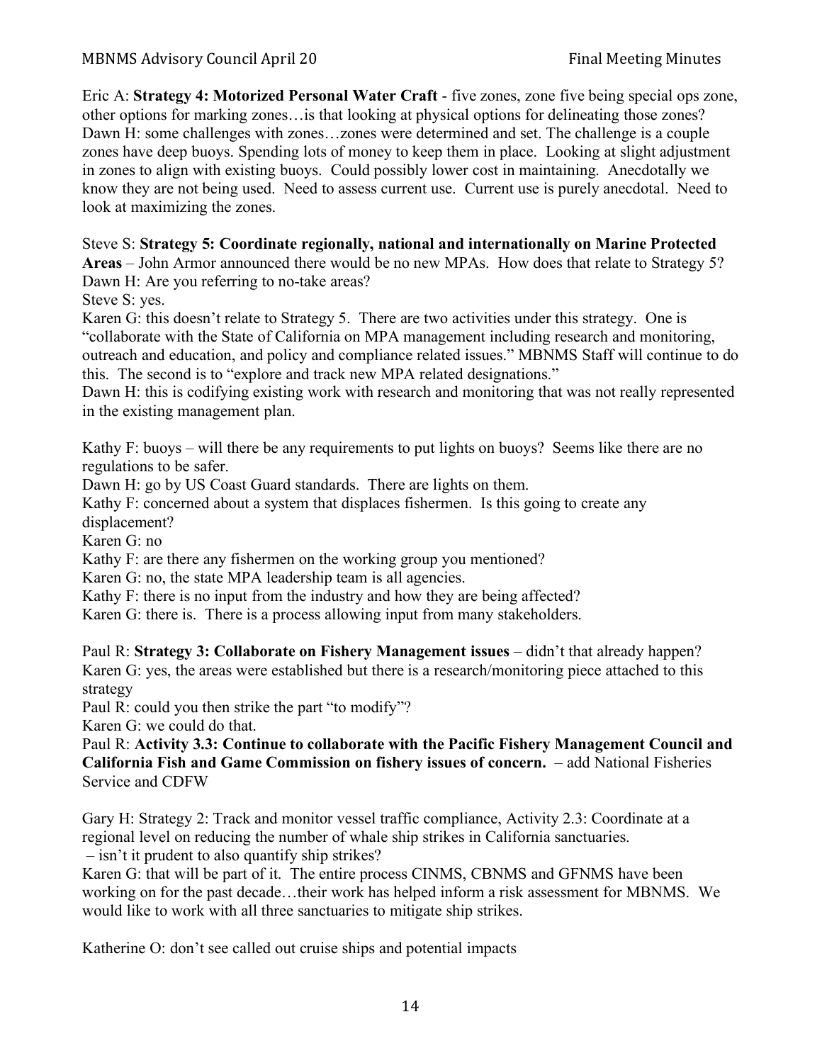Eric A: **Strategy 4: Motorized Personal Water Craft** - five zones, zone five being special ops zone, other options for marking zones…is that looking at physical options for delineating those zones?
Dawn H: some challenges with zones…zones were determined and set. The challenge is a couple zones have deep buoys. Spending lots of money to keep them in place. Looking at slight adjustment in zones to align with existing buoys. Could possibly lower cost in maintaining. Anecdotally we know they are not being used. Need to assess current use. Current use is purely anecdotal. Need to look at maximizing the zones.

Steve S: **Strategy 5: Coordinate regionally, national and internationally on Marine Protected Areas** – John Armor announced there would be no new MPAs. How does that relate to Strategy 5?
Dawn H: Are you referring to no-take areas?
Steve S: yes.
Karen G: this doesn't relate to Strategy 5. There are two activities under this strategy. One is "collaborate with the State of California on MPA management including research and monitoring, outreach and education, and policy and compliance related issues." MBNMS Staff will continue to do this. The second is to "explore and track new MPA related designations."
Dawn H: this is codifying existing work with research and monitoring that was not really represented in the existing management plan.

Kathy F: buoys – will there be any requirements to put lights on buoys? Seems like there are no regulations to be safer.
Dawn H: go by US Coast Guard standards. There are lights on them.
Kathy F: concerned about a system that displaces fishermen. Is this going to create any displacement?
Karen G: no
Kathy F: are there any fishermen on the working group you mentioned?
Karen G: no, the state MPA leadership team is all agencies.
Kathy F: there is no input from the industry and how they are being affected?
Karen G: there is. There is a process allowing input from many stakeholders.

Paul R: **Strategy 3: Collaborate on Fishery Management issues** – didn't that already happen?
Karen G: yes, the areas were established but there is a research/monitoring piece attached to this strategy
Paul R: could you then strike the part "to modify"?
Karen G: we could do that.
Paul R: **Activity 3.3: Continue to collaborate with the Pacific Fishery Management Council and California Fish and Game Commission on fishery issues of concern.** – add National Fisheries Service and CDFW

Gary H: Strategy 2: Track and monitor vessel traffic compliance, Activity 2.3: Coordinate at a regional level on reducing the number of whale ship strikes in California sanctuaries.
– isn't it prudent to also quantify ship strikes?
Karen G: that will be part of it. The entire process CINMS, CBNMS and GFNMS have been working on for the past decade…their work has helped inform a risk assessment for MBNMS. We would like to work with all three sanctuaries to mitigate ship strikes.

Katherine O: don't see called out cruise ships and potential impacts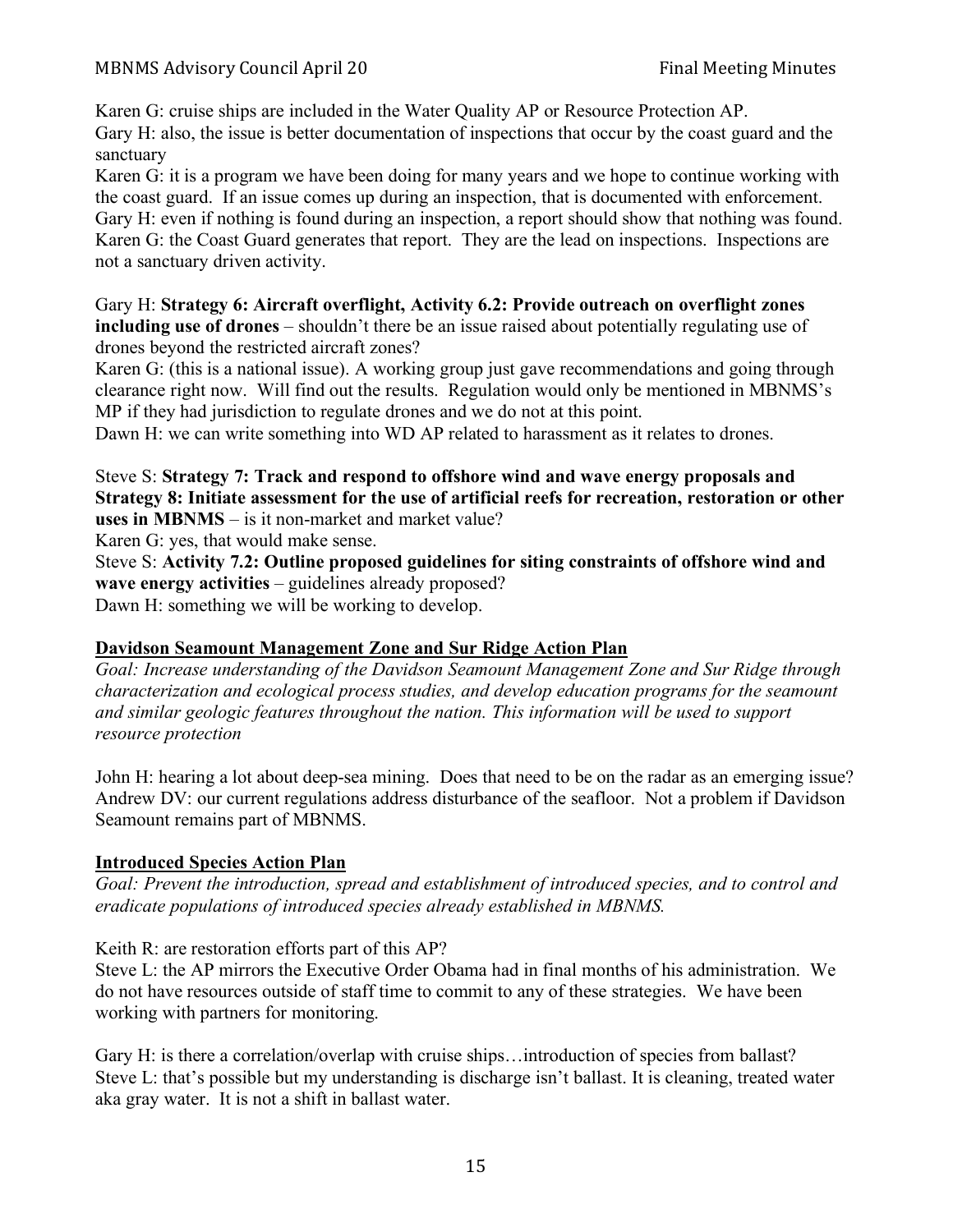Karen G: cruise ships are included in the Water Quality AP or Resource Protection AP.
Gary H: also, the issue is better documentation of inspections that occur by the coast guard and the sanctuary
Karen G: it is a program we have been doing for many years and we hope to continue working with the coast guard. If an issue comes up during an inspection, that is documented with enforcement.
Gary H: even if nothing is found during an inspection, a report should show that nothing was found.
Karen G: the Coast Guard generates that report. They are the lead on inspections. Inspections are not a sanctuary driven activity.

Gary H: **Strategy 6: Aircraft overflight, Activity 6.2: Provide outreach on overflight zones including use of drones** – shouldn't there be an issue raised about potentially regulating use of drones beyond the restricted aircraft zones?
Karen G: (this is a national issue). A working group just gave recommendations and going through clearance right now. Will find out the results. Regulation would only be mentioned in MBNMS's MP if they had jurisdiction to regulate drones and we do not at this point.
Dawn H: we can write something into WD AP related to harassment as it relates to drones.

Steve S: **Strategy 7: Track and respond to offshore wind and wave energy proposals and Strategy 8: Initiate assessment for the use of artificial reefs for recreation, restoration or other uses in MBNMS** – is it non-market and market value?
Karen G: yes, that would make sense.
Steve S: **Activity 7.2: Outline proposed guidelines for siting constraints of offshore wind and wave energy activities** – guidelines already proposed?
Dawn H: something we will be working to develop.

__Davidson Seamount Management Zone and Sur Ridge Action Plan__

*Goal: Increase understanding of the Davidson Seamount Management Zone and Sur Ridge through characterization and ecological process studies, and develop education programs for the seamount and similar geologic features throughout the nation. This information will be used to support resource protection*

John H: hearing a lot about deep-sea mining. Does that need to be on the radar as an emerging issue?
Andrew DV: our current regulations address disturbance of the seafloor. Not a problem if Davidson Seamount remains part of MBNMS.

__Introduced Species Action Plan__

*Goal: Prevent the introduction, spread and establishment of introduced species, and to control and eradicate populations of introduced species already established in MBNMS.*

Keith R: are restoration efforts part of this AP?
Steve L: the AP mirrors the Executive Order Obama had in final months of his administration. We do not have resources outside of staff time to commit to any of these strategies. We have been working with partners for monitoring.

Gary H: is there a correlation/overlap with cruise ships…introduction of species from ballast?
Steve L: that's possible but my understanding is discharge isn't ballast. It is cleaning, treated water aka gray water. It is not a shift in ballast water.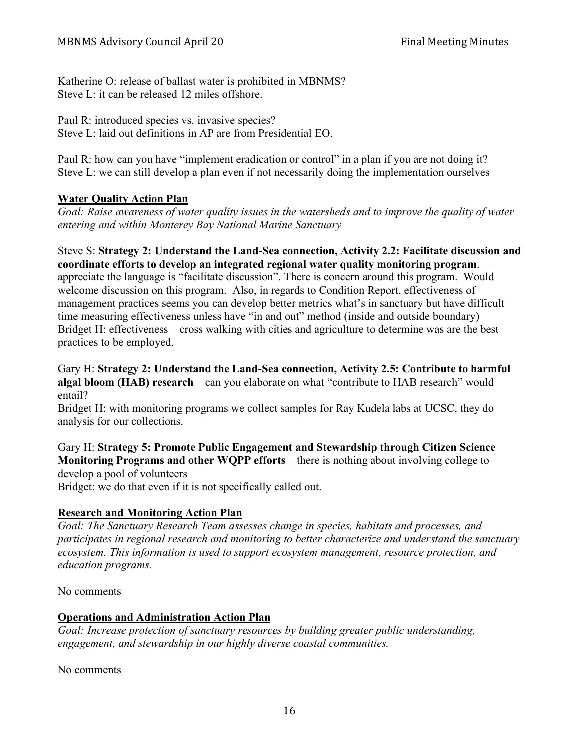Katherine O: release of ballast water is prohibited in MBNMS?
Steve L: it can be released 12 miles offshore.

Paul R: introduced species vs. invasive species?
Steve L: laid out definitions in AP are from Presidential EO.

Paul R: how can you have "implement eradication or control" in a plan if you are not doing it?
Steve L: we can still develop a plan even if not necessarily doing the implementation ourselves

### Water Quality Action Plan

*Goal: Raise awareness of water quality issues in the watersheds and to improve the quality of water entering and within Monterey Bay National Marine Sanctuary*

Steve S: **Strategy 2: Understand the Land-Sea connection, Activity 2.2: Facilitate discussion and coordinate efforts to develop an integrated regional water quality monitoring program**. – appreciate the language is "facilitate discussion". There is concern around this program. Would welcome discussion on this program. Also, in regards to Condition Report, effectiveness of management practices seems you can develop better metrics what's in sanctuary but have difficult time measuring effectiveness unless have "in and out" method (inside and outside boundary)
Bridget H: effectiveness – cross walking with cities and agriculture to determine was are the best practices to be employed.

Gary H: **Strategy 2: Understand the Land-Sea connection, Activity 2.5: Contribute to harmful algal bloom (HAB) research** – can you elaborate on what "contribute to HAB research" would entail?
Bridget H: with monitoring programs we collect samples for Ray Kudela labs at UCSC, they do analysis for our collections.

Gary H: **Strategy 5: Promote Public Engagement and Stewardship through Citizen Science Monitoring Programs and other WQPP efforts** – there is nothing about involving college to develop a pool of volunteers
Bridget: we do that even if it is not specifically called out.

### Research and Monitoring Action Plan

*Goal: The Sanctuary Research Team assesses change in species, habitats and processes, and participates in regional research and monitoring to better characterize and understand the sanctuary ecosystem. This information is used to support ecosystem management, resource protection, and education programs.*

No comments

### Operations and Administration Action Plan

*Goal: Increase protection of sanctuary resources by building greater public understanding, engagement, and stewardship in our highly diverse coastal communities.*

No comments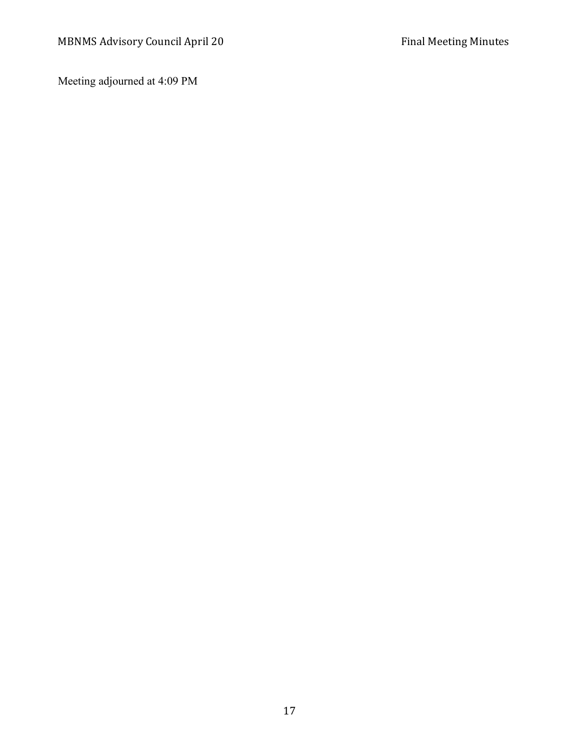Meeting adjourned at 4:09 PM